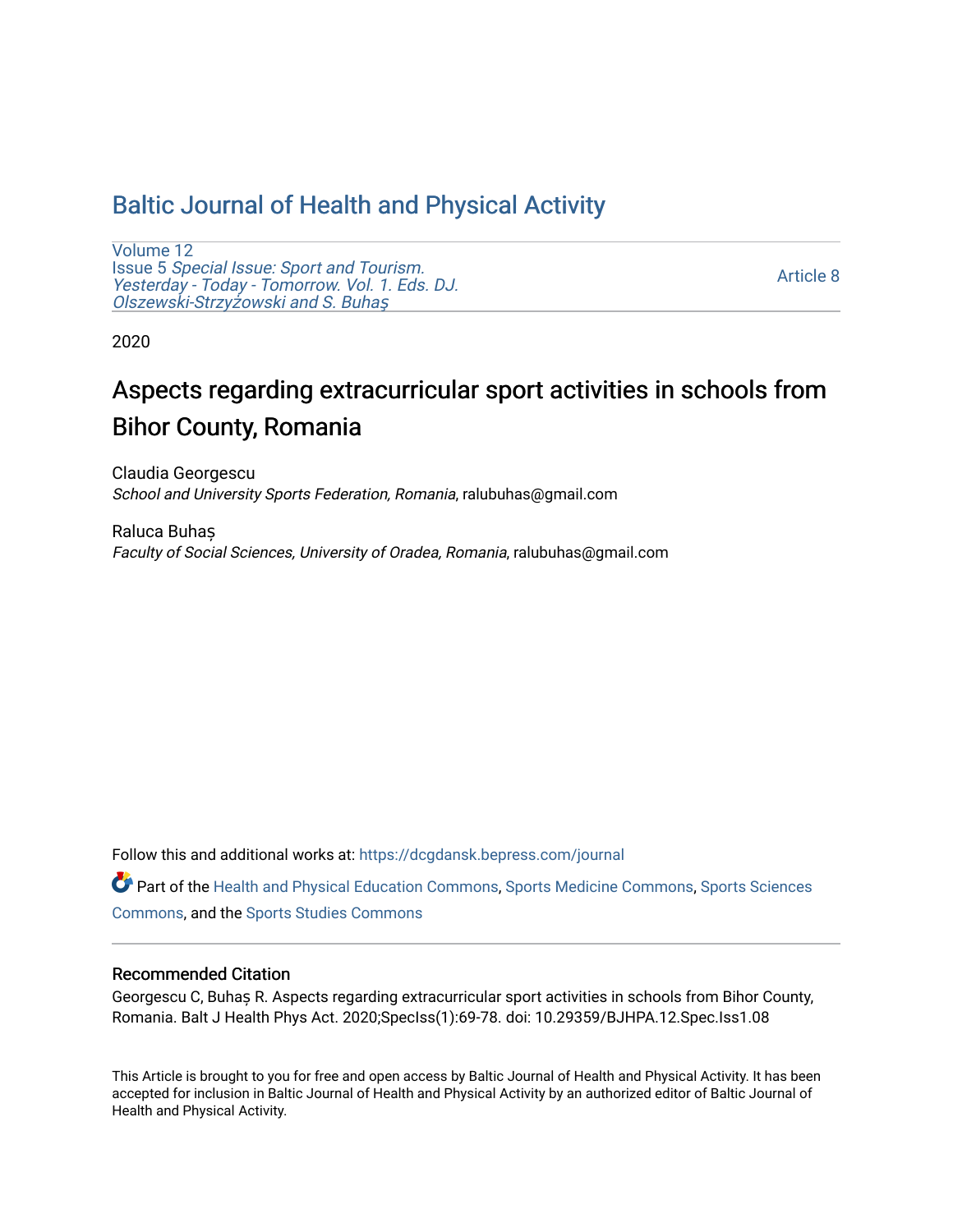# Baltic Journal of Health and Physical Activity

Volume 12
Issue 5 *Special Issue: Sport and Tourism. Yesterday - Today - Tomorrow. Vol. 1. Eds. DJ. Olszewski-Strzyżowski and S. Buhaş*

Article 8

2020

## Aspects regarding extracurricular sport activities in schools from Bihor County, Romania

Claudia Georgescu
*School and University Sports Federation, Romania*, ralubuhas@gmail.com

Raluca Buhaș
*Faculty of Social Sciences, University of Oradea, Romania*, ralubuhas@gmail.com

Follow this and additional works at: https://dcgdansk.bepress.com/journal

Part of the Health and Physical Education Commons, Sports Medicine Commons, Sports Sciences Commons, and the Sports Studies Commons

### Recommended Citation

Georgescu C, Buhaș R. Aspects regarding extracurricular sport activities in schools from Bihor County, Romania. Balt J Health Phys Act. 2020;SpecIss(1):69-78. doi: 10.29359/BJHPA.12.Spec.Iss1.08

This Article is brought to you for free and open access by Baltic Journal of Health and Physical Activity. It has been accepted for inclusion in Baltic Journal of Health and Physical Activity by an authorized editor of Baltic Journal of Health and Physical Activity.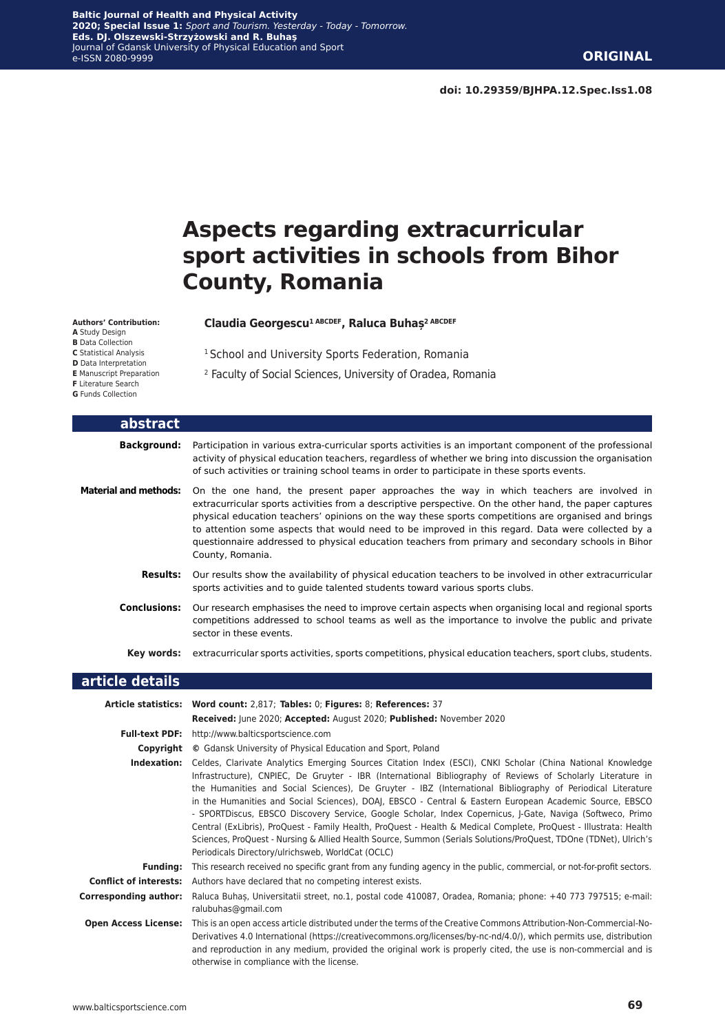**ORIGINAL**

**doi: 10.29359/BJHPA.12.Spec.Iss1.08**

# Aspects regarding extracurricular sport activities in schools from Bihor County, Romania

**Authors' Contribution:**
**A** Study Design
**B** Data Collection
**C** Statistical Analysis
**D** Data Interpretation
**E** Manuscript Preparation
**F** Literature Search
**G** Funds Collection

**Claudia Georgescu[1 ABCDEF], Raluca Buhaş[2 ABCDEF]**

[1] School and University Sports Federation, Romania

[2] Faculty of Social Sciences, University of Oradea, Romania

## abstract

**Background:** Participation in various extra-curricular sports activities is an important component of the professional activity of physical education teachers, regardless of whether we bring into discussion the organisation of such activities or training school teams in order to participate in these sports events.

**Material and methods:** On the one hand, the present paper approaches the way in which teachers are involved in extracurricular sports activities from a descriptive perspective. On the other hand, the paper captures physical education teachers' opinions on the way these sports competitions are organised and brings to attention some aspects that would need to be improved in this regard. Data were collected by a questionnaire addressed to physical education teachers from primary and secondary schools in Bihor County, Romania.

**Results:** Our results show the availability of physical education teachers to be involved in other extracurricular sports activities and to guide talented students toward various sports clubs.

**Conclusions:** Our research emphasises the need to improve certain aspects when organising local and regional sports competitions addressed to school teams as well as the importance to involve the public and private sector in these events.

**Key words:** extracurricular sports activities, sports competitions, physical education teachers, sport clubs, students.

## article details

**Article statistics:** **Word count:** 2,817; **Tables:** 0; **Figures:** 8; **References:** 37
**Received:** June 2020; **Accepted:** August 2020; **Published:** November 2020

**Full-text PDF:** http://www.balticsportscience.com

**Copyright** © Gdansk University of Physical Education and Sport, Poland

**Indexation:** Celdes, Clarivate Analytics Emerging Sources Citation Index (ESCI), CNKI Scholar (China National Knowledge Infrastructure), CNPIEC, De Gruyter - IBR (International Bibliography of Reviews of Scholarly Literature in the Humanities and Social Sciences), De Gruyter - IBZ (International Bibliography of Periodical Literature in the Humanities and Social Sciences), DOAJ, EBSCO - Central & Eastern European Academic Source, EBSCO - SPORTDiscus, EBSCO Discovery Service, Google Scholar, Index Copernicus, J-Gate, Naviga (Softweco, Primo Central (ExLibris), ProQuest - Family Health, ProQuest - Health & Medical Complete, ProQuest - Illustrata: Health Sciences, ProQuest - Nursing & Allied Health Source, Summon (Serials Solutions/ProQuest, TDOne (TDNet), Ulrich's Periodicals Directory/ulrichsweb, WorldCat (OCLC)

**Funding:** This research received no specific grant from any funding agency in the public, commercial, or not-for-profit sectors.

**Conflict of interests:** Authors have declared that no competing interest exists.

**Corresponding author:** Raluca Buhaş, Universitatii street, no.1, postal code 410087, Oradea, Romania; phone: +40 773 797515; e-mail: ralubuhas@gmail.com

**Open Access License:** This is an open access article distributed under the terms of the Creative Commons Attribution-Non-Commercial-No-Derivatives 4.0 International (https://creativecommons.org/licenses/by-nc-nd/4.0/), which permits use, distribution and reproduction in any medium, provided the original work is properly cited, the use is non-commercial and is otherwise in compliance with the license.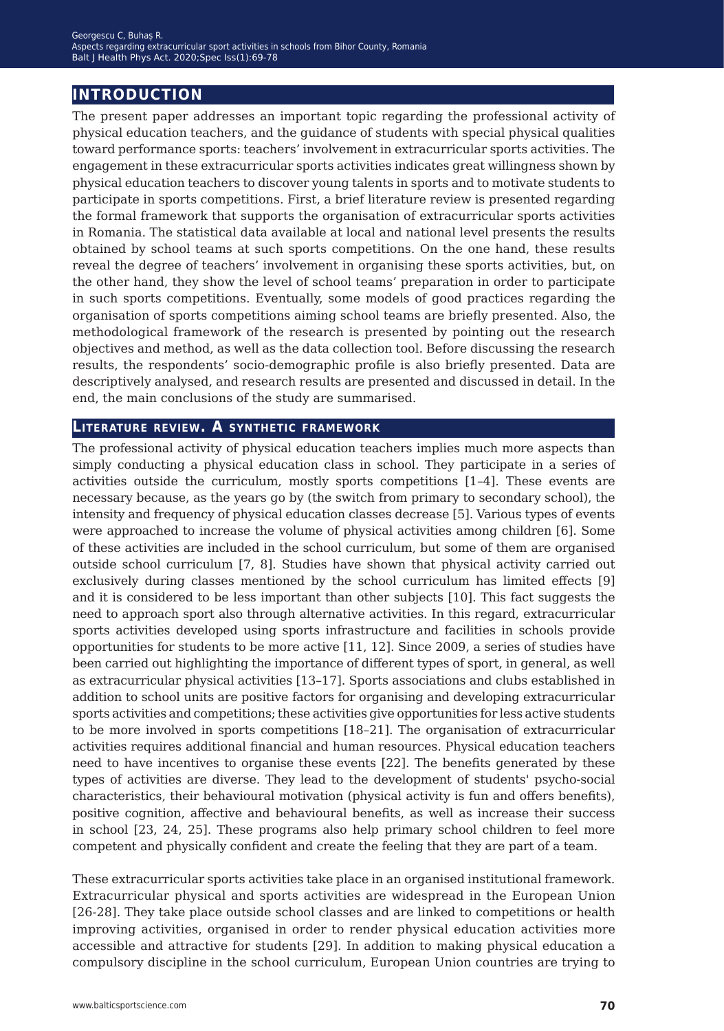## INTRODUCTION

The present paper addresses an important topic regarding the professional activity of physical education teachers, and the guidance of students with special physical qualities toward performance sports: teachers' involvement in extracurricular sports activities. The engagement in these extracurricular sports activities indicates great willingness shown by physical education teachers to discover young talents in sports and to motivate students to participate in sports competitions. First, a brief literature review is presented regarding the formal framework that supports the organisation of extracurricular sports activities in Romania. The statistical data available at local and national level presents the results obtained by school teams at such sports competitions. On the one hand, these results reveal the degree of teachers' involvement in organising these sports activities, but, on the other hand, they show the level of school teams' preparation in order to participate in such sports competitions. Eventually, some models of good practices regarding the organisation of sports competitions aiming school teams are briefly presented. Also, the methodological framework of the research is presented by pointing out the research objectives and method, as well as the data collection tool. Before discussing the research results, the respondents' socio-demographic profile is also briefly presented. Data are descriptively analysed, and research results are presented and discussed in detail. In the end, the main conclusions of the study are summarised.

### Literature review. A synthetic framework

The professional activity of physical education teachers implies much more aspects than simply conducting a physical education class in school. They participate in a series of activities outside the curriculum, mostly sports competitions [1–4]. These events are necessary because, as the years go by (the switch from primary to secondary school), the intensity and frequency of physical education classes decrease [5]. Various types of events were approached to increase the volume of physical activities among children [6]. Some of these activities are included in the school curriculum, but some of them are organised outside school curriculum [7, 8]. Studies have shown that physical activity carried out exclusively during classes mentioned by the school curriculum has limited effects [9] and it is considered to be less important than other subjects [10]. This fact suggests the need to approach sport also through alternative activities. In this regard, extracurricular sports activities developed using sports infrastructure and facilities in schools provide opportunities for students to be more active [11, 12]. Since 2009, a series of studies have been carried out highlighting the importance of different types of sport, in general, as well as extracurricular physical activities [13–17]. Sports associations and clubs established in addition to school units are positive factors for organising and developing extracurricular sports activities and competitions; these activities give opportunities for less active students to be more involved in sports competitions [18–21]. The organisation of extracurricular activities requires additional financial and human resources. Physical education teachers need to have incentives to organise these events [22]. The benefits generated by these types of activities are diverse. They lead to the development of students' psycho-social characteristics, their behavioural motivation (physical activity is fun and offers benefits), positive cognition, affective and behavioural benefits, as well as increase their success in school [23, 24, 25]. These programs also help primary school children to feel more competent and physically confident and create the feeling that they are part of a team.

These extracurricular sports activities take place in an organised institutional framework. Extracurricular physical and sports activities are widespread in the European Union [26-28]. They take place outside school classes and are linked to competitions or health improving activities, organised in order to render physical education activities more accessible and attractive for students [29]. In addition to making physical education a compulsory discipline in the school curriculum, European Union countries are trying to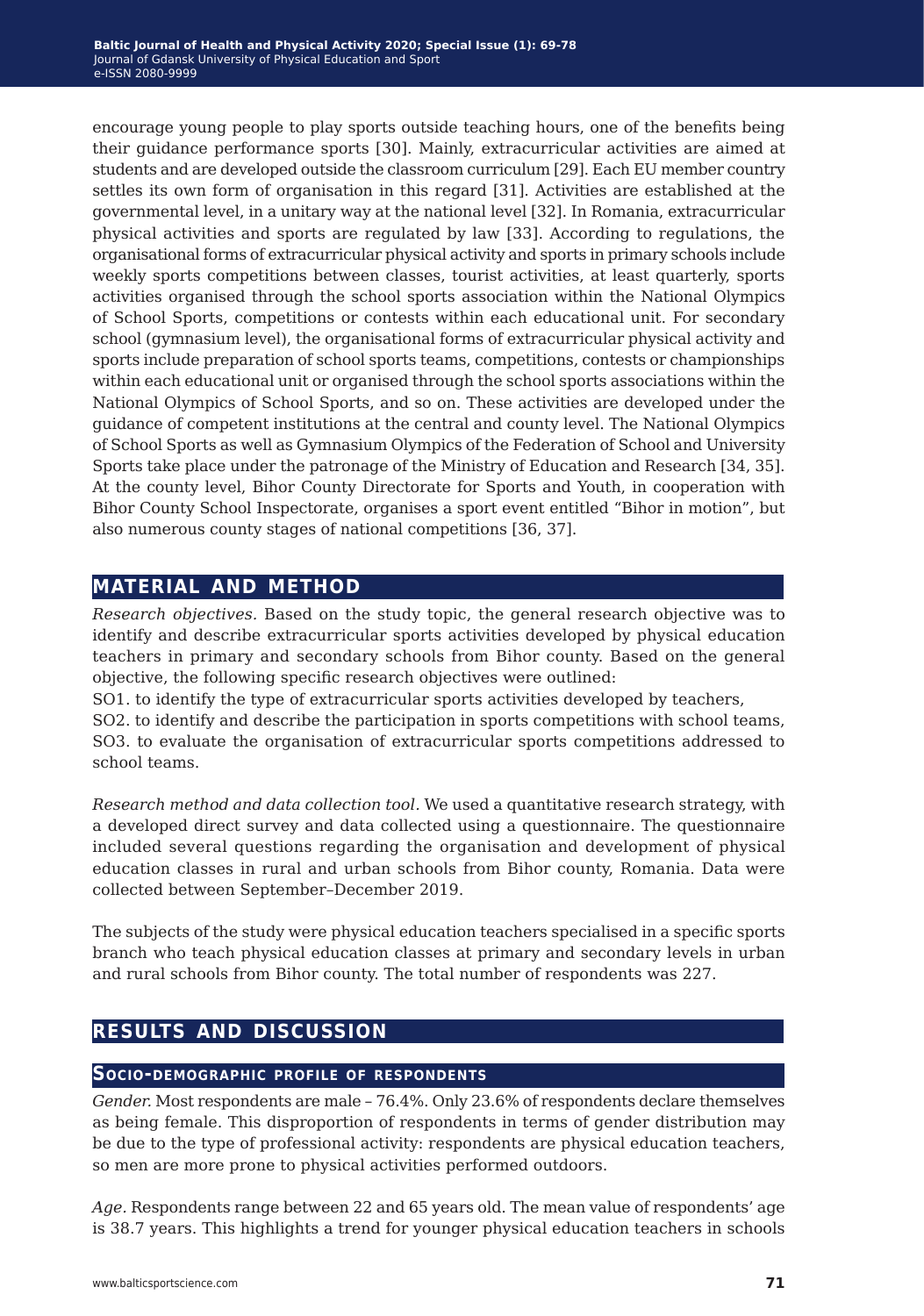encourage young people to play sports outside teaching hours, one of the benefits being their guidance performance sports [30]. Mainly, extracurricular activities are aimed at students and are developed outside the classroom curriculum [29]. Each EU member country settles its own form of organisation in this regard [31]. Activities are established at the governmental level, in a unitary way at the national level [32]. In Romania, extracurricular physical activities and sports are regulated by law [33]. According to regulations, the organisational forms of extracurricular physical activity and sports in primary schools include weekly sports competitions between classes, tourist activities, at least quarterly, sports activities organised through the school sports association within the National Olympics of School Sports, competitions or contests within each educational unit. For secondary school (gymnasium level), the organisational forms of extracurricular physical activity and sports include preparation of school sports teams, competitions, contests or championships within each educational unit or organised through the school sports associations within the National Olympics of School Sports, and so on. These activities are developed under the guidance of competent institutions at the central and county level. The National Olympics of School Sports as well as Gymnasium Olympics of the Federation of School and University Sports take place under the patronage of the Ministry of Education and Research [34, 35]. At the county level, Bihor County Directorate for Sports and Youth, in cooperation with Bihor County School Inspectorate, organises a sport event entitled "Bihor in motion", but also numerous county stages of national competitions [36, 37].

## MATERIAL AND METHOD

*Research objectives.* Based on the study topic, the general research objective was to identify and describe extracurricular sports activities developed by physical education teachers in primary and secondary schools from Bihor county. Based on the general objective, the following specific research objectives were outlined:

SO1. to identify the type of extracurricular sports activities developed by teachers,

SO2. to identify and describe the participation in sports competitions with school teams,

SO3. to evaluate the organisation of extracurricular sports competitions addressed to school teams.

*Research method and data collection tool*. We used a quantitative research strategy, with a developed direct survey and data collected using a questionnaire. The questionnaire included several questions regarding the organisation and development of physical education classes in rural and urban schools from Bihor county, Romania. Data were collected between September–December 2019.

The subjects of the study were physical education teachers specialised in a specific sports branch who teach physical education classes at primary and secondary levels in urban and rural schools from Bihor county. The total number of respondents was 227.

## RESULTS AND DISCUSSION

### Socio-demographic profile of respondents

*Gender*. Most respondents are male – 76.4%. Only 23.6% of respondents declare themselves as being female. This disproportion of respondents in terms of gender distribution may be due to the type of professional activity: respondents are physical education teachers, so men are more prone to physical activities performed outdoors.

*Age.* Respondents range between 22 and 65 years old. The mean value of respondents' age is 38.7 years. This highlights a trend for younger physical education teachers in schools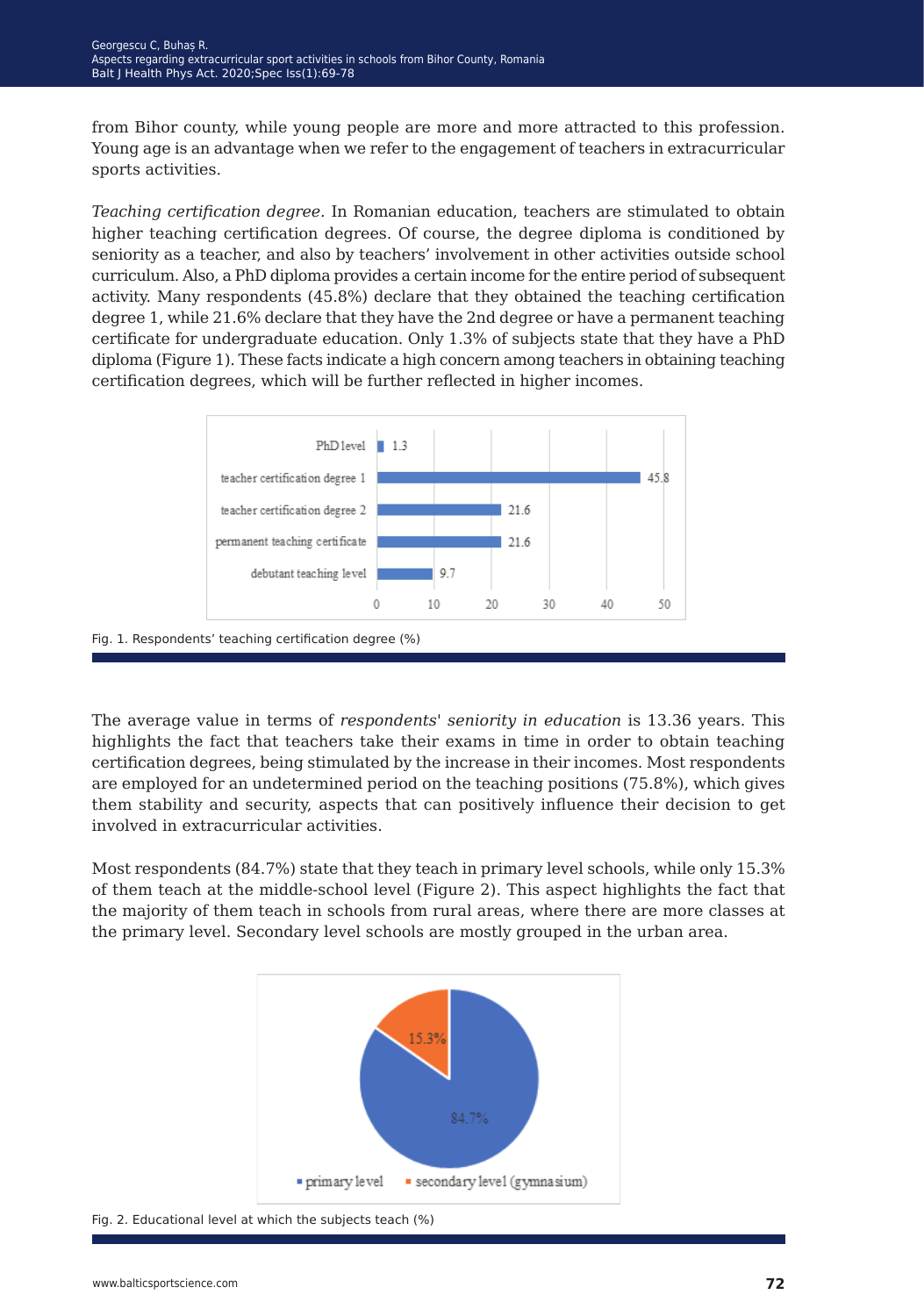from Bihor county, while young people are more and more attracted to this profession. Young age is an advantage when we refer to the engagement of teachers in extracurricular sports activities.

*Teaching certification degree.* In Romanian education, teachers are stimulated to obtain higher teaching certification degrees. Of course, the degree diploma is conditioned by seniority as a teacher, and also by teachers' involvement in other activities outside school curriculum. Also, a PhD diploma provides a certain income for the entire period of subsequent activity. Many respondents (45.8%) declare that they obtained the teaching certification degree 1, while 21.6% declare that they have the 2nd degree or have a permanent teaching certificate for undergraduate education. Only 1.3% of subjects state that they have a PhD diploma (Figure 1). These facts indicate a high concern among teachers in obtaining teaching certification degrees, which will be further reflected in higher incomes.

| Category | % |
|---|---|
| PhD level | 1.3 |
| teacher certification degree 1 | 45.8 |
| teacher certification degree 2 | 21.6 |
| permanent teaching certificate | 21.6 |
| debutant teaching level | 9.7 |

Fig. 1. Respondents' teaching certification degree (%)

The average value in terms of *respondents' seniority in education* is 13.36 years. This highlights the fact that teachers take their exams in time in order to obtain teaching certification degrees, being stimulated by the increase in their incomes. Most respondents are employed for an undetermined period on the teaching positions (75.8%), which gives them stability and security, aspects that can positively influence their decision to get involved in extracurricular activities.

Most respondents (84.7%) state that they teach in primary level schools, while only 15.3% of them teach at the middle-school level (Figure 2). This aspect highlights the fact that the majority of them teach in schools from rural areas, where there are more classes at the primary level. Secondary level schools are mostly grouped in the urban area.

| Level | % |
|---|---|
| primary level | 84.7% |
| secondary level (gymnasium) | 15.3% |

Fig. 2. Educational level at which the subjects teach (%)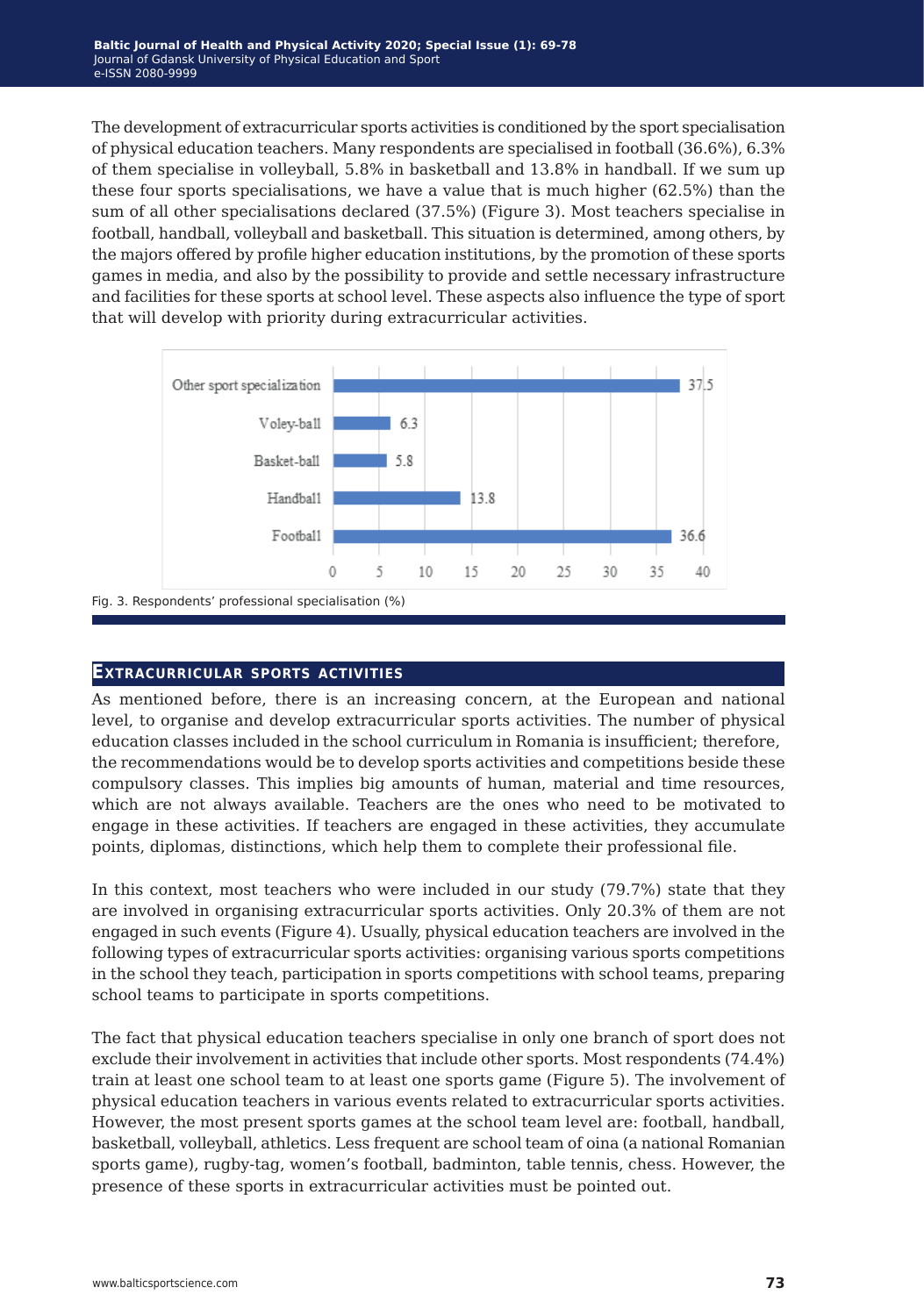The development of extracurricular sports activities is conditioned by the sport specialisation of physical education teachers. Many respondents are specialised in football (36.6%), 6.3% of them specialise in volleyball, 5.8% in basketball and 13.8% in handball. If we sum up these four sports specialisations, we have a value that is much higher (62.5%) than the sum of all other specialisations declared (37.5%) (Figure 3). Most teachers specialise in football, handball, volleyball and basketball. This situation is determined, among others, by the majors offered by profile higher education institutions, by the promotion of these sports games in media, and also by the possibility to provide and settle necessary infrastructure and facilities for these sports at school level. These aspects also influence the type of sport that will develop with priority during extracurricular activities.

| Specialisation | % |
|---|---|
| Other sport specialization | 37.5 |
| Voley-ball | 6.3 |
| Basket-ball | 5.8 |
| Handball | 13.8 |
| Football | 36.6 |

Fig. 3. Respondents' professional specialisation (%)

## Extracurricular sports activities

As mentioned before, there is an increasing concern, at the European and national level, to organise and develop extracurricular sports activities. The number of physical education classes included in the school curriculum in Romania is insufficient; therefore, the recommendations would be to develop sports activities and competitions beside these compulsory classes. This implies big amounts of human, material and time resources, which are not always available. Teachers are the ones who need to be motivated to engage in these activities. If teachers are engaged in these activities, they accumulate points, diplomas, distinctions, which help them to complete their professional file.

In this context, most teachers who were included in our study (79.7%) state that they are involved in organising extracurricular sports activities. Only 20.3% of them are not engaged in such events (Figure 4). Usually, physical education teachers are involved in the following types of extracurricular sports activities: organising various sports competitions in the school they teach, participation in sports competitions with school teams, preparing school teams to participate in sports competitions.

The fact that physical education teachers specialise in only one branch of sport does not exclude their involvement in activities that include other sports. Most respondents (74.4%) train at least one school team to at least one sports game (Figure 5). The involvement of physical education teachers in various events related to extracurricular sports activities. However, the most present sports games at the school team level are: football, handball, basketball, volleyball, athletics. Less frequent are school team of oina (a national Romanian sports game), rugby-tag, women's football, badminton, table tennis, chess. However, the presence of these sports in extracurricular activities must be pointed out.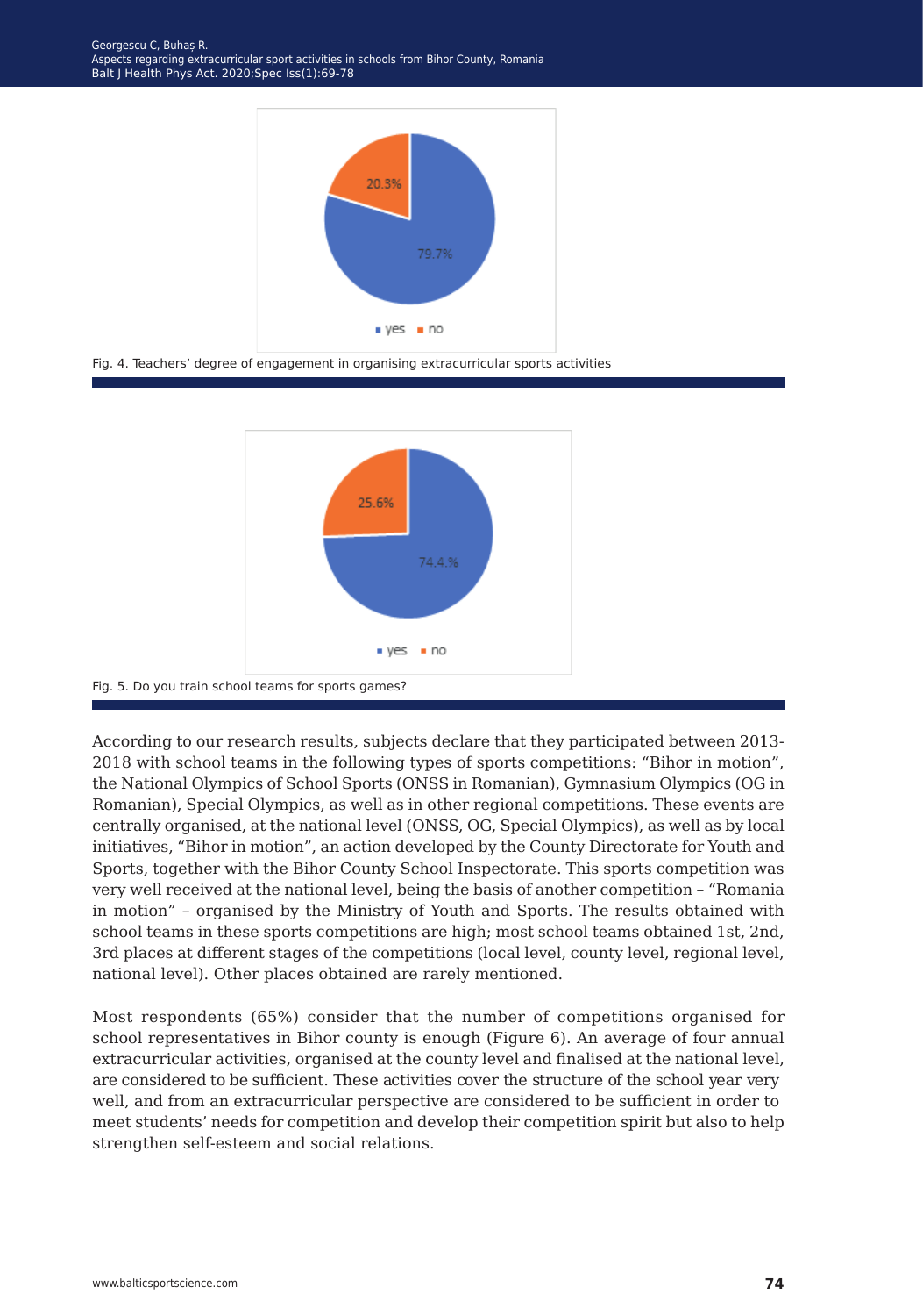Fig. 4. Teachers' degree of engagement in organising extracurricular sports activities

Fig. 5. Do you train school teams for sports games?

According to our research results, subjects declare that they participated between 2013-2018 with school teams in the following types of sports competitions: "Bihor in motion", the National Olympics of School Sports (ONSS in Romanian), Gymnasium Olympics (OG in Romanian), Special Olympics, as well as in other regional competitions. These events are centrally organised, at the national level (ONSS, OG, Special Olympics), as well as by local initiatives, "Bihor in motion", an action developed by the County Directorate for Youth and Sports, together with the Bihor County School Inspectorate. This sports competition was very well received at the national level, being the basis of another competition – "Romania in motion" – organised by the Ministry of Youth and Sports. The results obtained with school teams in these sports competitions are high; most school teams obtained 1st, 2nd, 3rd places at different stages of the competitions (local level, county level, regional level, national level). Other places obtained are rarely mentioned.

Most respondents (65%) consider that the number of competitions organised for school representatives in Bihor county is enough (Figure 6). An average of four annual extracurricular activities, organised at the county level and finalised at the national level, are considered to be sufficient. These activities cover the structure of the school year very well, and from an extracurricular perspective are considered to be sufficient in order to meet students' needs for competition and develop their competition spirit but also to help strengthen self-esteem and social relations.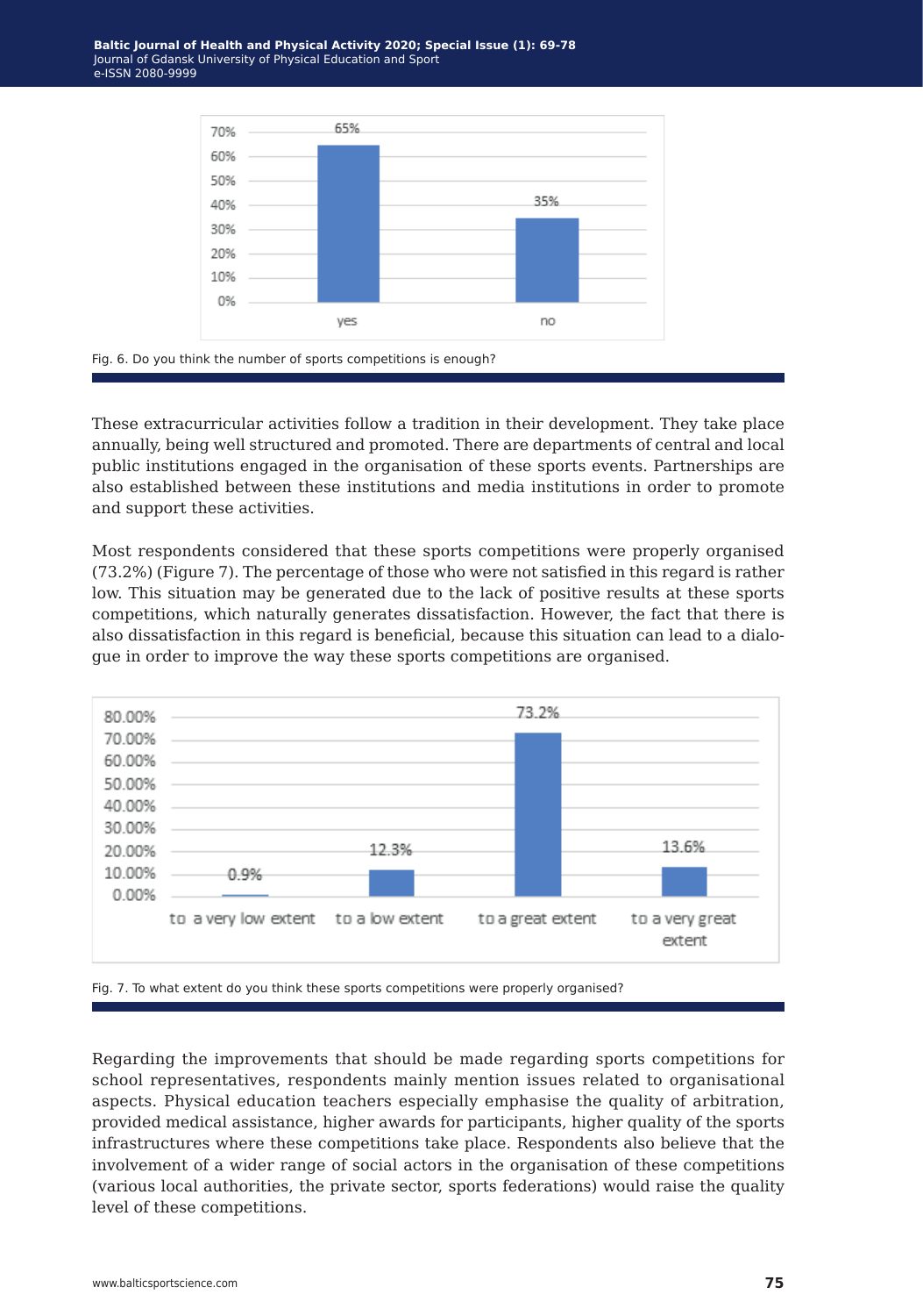Fig. 6. Do you think the number of sports competitions is enough?

These extracurricular activities follow a tradition in their development. They take place annually, being well structured and promoted. There are departments of central and local public institutions engaged in the organisation of these sports events. Partnerships are also established between these institutions and media institutions in order to promote and support these activities.

Most respondents considered that these sports competitions were properly organised (73.2%) (Figure 7). The percentage of those who were not satisfied in this regard is rather low. This situation may be generated due to the lack of positive results at these sports competitions, which naturally generates dissatisfaction. However, the fact that there is also dissatisfaction in this regard is beneficial, because this situation can lead to a dialogue in order to improve the way these sports competitions are organised.

Fig. 7. To what extent do you think these sports competitions were properly organised?

Regarding the improvements that should be made regarding sports competitions for school representatives, respondents mainly mention issues related to organisational aspects. Physical education teachers especially emphasise the quality of arbitration, provided medical assistance, higher awards for participants, higher quality of the sports infrastructures where these competitions take place. Respondents also believe that the involvement of a wider range of social actors in the organisation of these competitions (various local authorities, the private sector, sports federations) would raise the quality level of these competitions.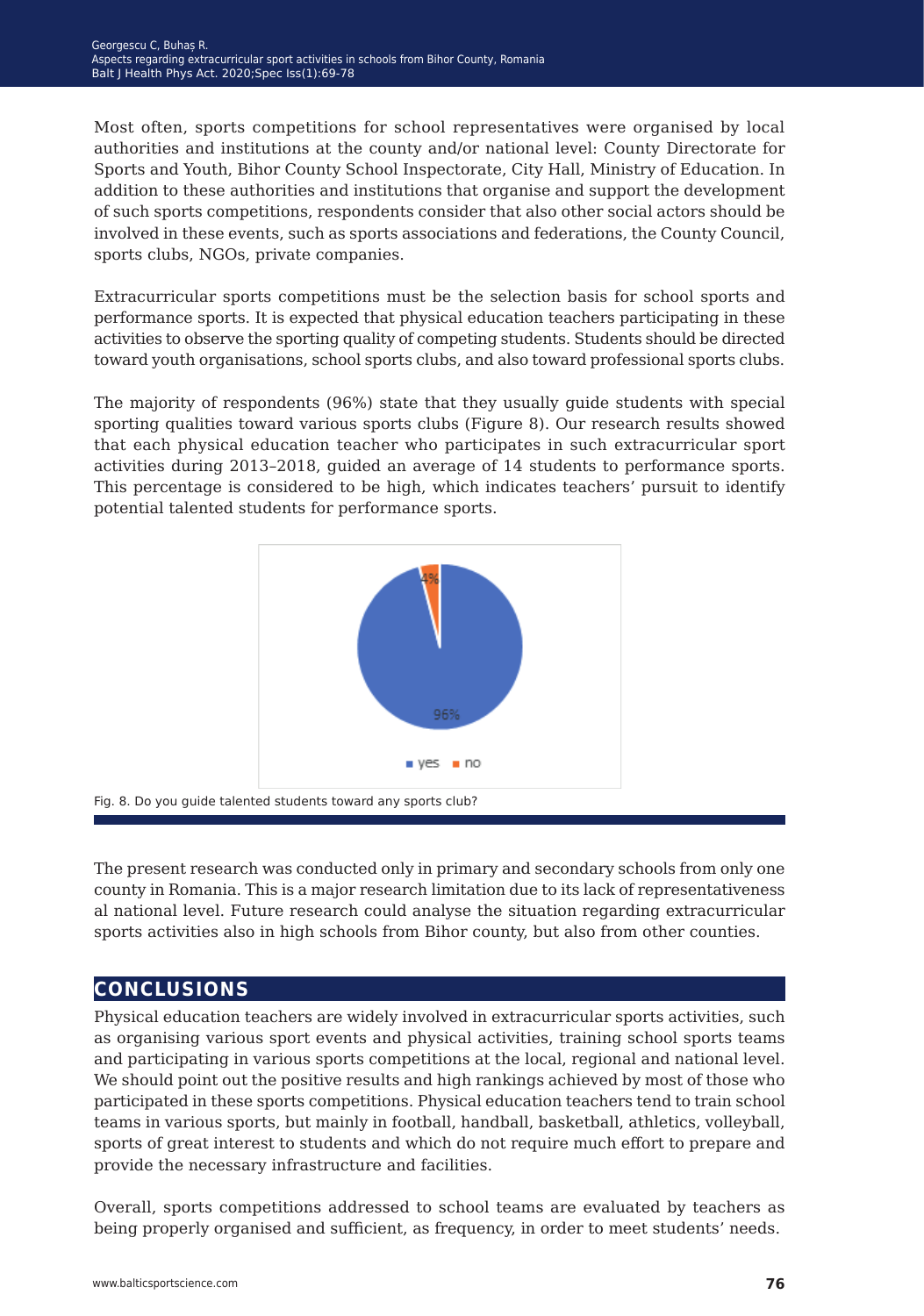Most often, sports competitions for school representatives were organised by local authorities and institutions at the county and/or national level: County Directorate for Sports and Youth, Bihor County School Inspectorate, City Hall, Ministry of Education. In addition to these authorities and institutions that organise and support the development of such sports competitions, respondents consider that also other social actors should be involved in these events, such as sports associations and federations, the County Council, sports clubs, NGOs, private companies.

Extracurricular sports competitions must be the selection basis for school sports and performance sports. It is expected that physical education teachers participating in these activities to observe the sporting quality of competing students. Students should be directed toward youth organisations, school sports clubs, and also toward professional sports clubs.

The majority of respondents (96%) state that they usually guide students with special sporting qualities toward various sports clubs (Figure 8). Our research results showed that each physical education teacher who participates in such extracurricular sport activities during 2013–2018, guided an average of 14 students to performance sports. This percentage is considered to be high, which indicates teachers' pursuit to identify potential talented students for performance sports.

Fig. 8. Do you guide talented students toward any sports club?

The present research was conducted only in primary and secondary schools from only one county in Romania. This is a major research limitation due to its lack of representativeness al national level. Future research could analyse the situation regarding extracurricular sports activities also in high schools from Bihor county, but also from other counties.

## CONCLUSIONS

Physical education teachers are widely involved in extracurricular sports activities, such as organising various sport events and physical activities, training school sports teams and participating in various sports competitions at the local, regional and national level. We should point out the positive results and high rankings achieved by most of those who participated in these sports competitions. Physical education teachers tend to train school teams in various sports, but mainly in football, handball, basketball, athletics, volleyball, sports of great interest to students and which do not require much effort to prepare and provide the necessary infrastructure and facilities.

Overall, sports competitions addressed to school teams are evaluated by teachers as being properly organised and sufficient, as frequency, in order to meet students' needs.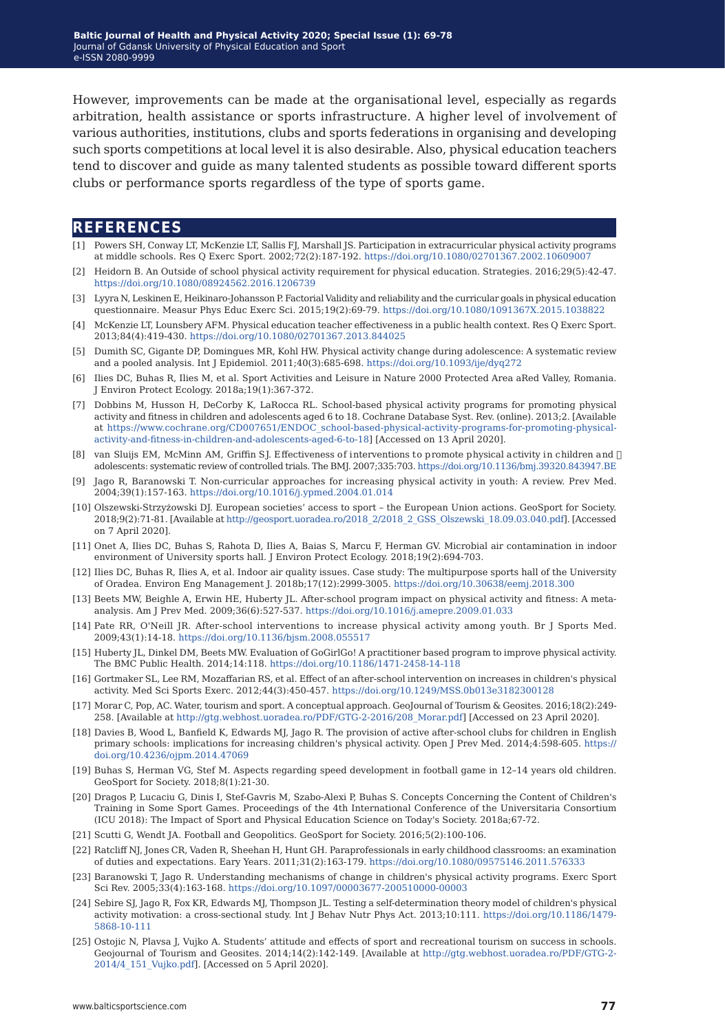However, improvements can be made at the organisational level, especially as regards arbitration, health assistance or sports infrastructure. A higher level of involvement of various authorities, institutions, clubs and sports federations in organising and developing such sports competitions at local level it is also desirable. Also, physical education teachers tend to discover and guide as many talented students as possible toward different sports clubs or performance sports regardless of the type of sports game.

## REFERENCES

[1] Powers SH, Conway LT, McKenzie LT, Sallis FJ, Marshall JS. Participation in extracurricular physical activity programs at middle schools. Res Q Exerc Sport. 2002;72(2):187-192. https://doi.org/10.1080/02701367.2002.10609007

[2] Heidorn B. An Outside of school physical activity requirement for physical education. Strategies. 2016;29(5):42-47. https://doi.org/10.1080/08924562.2016.1206739

[3] Lyyra N, Leskinen E, Heikinaro-Johansson P. Factorial Validity and reliability and the curricular goals in physical education questionnaire. Measur Phys Educ Exerc Sci. 2015;19(2):69-79. https://doi.org/10.1080/1091367X.2015.1038822

[4] McKenzie LT, Lounsbery AFM. Physical education teacher effectiveness in a public health context. Res Q Exerc Sport. 2013;84(4):419-430. https://doi.org/10.1080/02701367.2013.844025

[5] Dumith SC, Gigante DP, Domingues MR, Kohl HW. Physical activity change during adolescence: A systematic review and a pooled analysis. Int J Epidemiol. 2011;40(3):685-698. https://doi.org/10.1093/ije/dyq272

[6] Ilies DC, Buhas R, Ilies M, et al. Sport Activities and Leisure in Nature 2000 Protected Area aRed Valley, Romania. J Environ Protect Ecology. 2018a;19(1):367-372.

[7] Dobbins M, Husson H, DeCorby K, LaRocca RL. School-based physical activity programs for promoting physical activity and fitness in children and adolescents aged 6 to 18. Cochrane Database Syst. Rev. (online). 2013;2. [Available at https://www.cochrane.org/CD007651/ENDOC_school-based-physical-activity-programs-for-promoting-physical-activity-and-fitness-in-children-and-adolescents-aged-6-to-18] [Accessed on 13 April 2020].

[8] van Sluijs EM, McMinn AM, Griffin SJ. Effectiveness of interventions to promote physical activity in children and adolescents: systematic review of controlled trials. The BMJ. 2007;335:703. https://doi.org/10.1136/bmj.39320.843947.BE

[9] Jago R, Baranowski T. Non-curricular approaches for increasing physical activity in youth: A review. Prev Med. 2004;39(1):157-163. https://doi.org/10.1016/j.ypmed.2004.01.014

[10] Olszewski-Strzyżowski DJ. European societies' access to sport – the European Union actions. GeoSport for Society. 2018;9(2):71-81. [Available at http://geosport.uoradea.ro/2018_2/2018_2_GSS_Olszewski_18.09.03.040.pdf]. [Accessed on 7 April 2020].

[11] Onet A, Ilies DC, Buhas S, Rahota D, Ilies A, Baias S, Marcu F, Herman GV. Microbial air contamination in indoor environment of University sports hall. J Environ Protect Ecology. 2018;19(2):694-703.

[12] Ilies DC, Buhas R, Ilies A, et al. Indoor air quality issues. Case study: The multipurpose sports hall of the University of Oradea. Environ Eng Management J. 2018b;17(12):2999-3005. https://doi.org/10.30638/eemj.2018.300

[13] Beets MW, Beighle A, Erwin HE, Huberty JL. After-school program impact on physical activity and fitness: A meta-analysis. Am J Prev Med. 2009;36(6):527-537. https://doi.org/10.1016/j.amepre.2009.01.033

[14] Pate RR, O'Neill JR. After-school interventions to increase physical activity among youth. Br J Sports Med. 2009;43(1):14-18. https://doi.org/10.1136/bjsm.2008.055517

[15] Huberty JL, Dinkel DM, Beets MW. Evaluation of GoGirlGo! A practitioner based program to improve physical activity. The BMC Public Health. 2014;14:118. https://doi.org/10.1186/1471-2458-14-118

[16] Gortmaker SL, Lee RM, Mozaffarian RS, et al. Effect of an after-school intervention on increases in children's physical activity. Med Sci Sports Exerc. 2012;44(3):450-457. https://doi.org/10.1249/MSS.0b013e3182300128

[17] Morar C, Pop, AC. Water, tourism and sport. A conceptual approach. GeoJournal of Tourism & Geosites. 2016;18(2):249-258. [Available at http://gtg.webhost.uoradea.ro/PDF/GTG-2-2016/208_Morar.pdf] [Accessed on 23 April 2020].

[18] Davies B, Wood L, Banfield K, Edwards MJ, Jago R. The provision of active after-school clubs for children in English primary schools: implications for increasing children's physical activity. Open J Prev Med. 2014;4:598-605. https://doi.org/10.4236/ojpm.2014.47069

[19] Buhas S, Herman VG, Stef M. Aspects regarding speed development in football game in 12–14 years old children. GeoSport for Society. 2018;8(1):21-30.

[20] Dragos P, Lucaciu G, Dinis I, Stef-Gavris M, Szabo-Alexi P, Buhas S. Concepts Concerning the Content of Children's Training in Some Sport Games. Proceedings of the 4th International Conference of the Universitaria Consortium (ICU 2018): The Impact of Sport and Physical Education Science on Today's Society. 2018a;67-72.

[21] Scutti G, Wendt JA. Football and Geopolitics. GeoSport for Society. 2016;5(2):100-106.

[22] Ratcliff NJ, Jones CR, Vaden R, Sheehan H, Hunt GH. Paraprofessionals in early childhood classrooms: an examination of duties and expectations. Eary Years. 2011;31(2):163-179. https://doi.org/10.1080/09575146.2011.576333

[23] Baranowski T, Jago R. Understanding mechanisms of change in children's physical activity programs. Exerc Sport Sci Rev. 2005;33(4):163-168. https://doi.org/10.1097/00003677-200510000-00003

[24] Sebire SJ, Jago R, Fox KR, Edwards MJ, Thompson JL. Testing a self-determination theory model of children's physical activity motivation: a cross-sectional study. Int J Behav Nutr Phys Act. 2013;10:111. https://doi.org/10.1186/1479-5868-10-111

[25] Ostojic N, Plavsa J, Vujko A. Students' attitude and effects of sport and recreational tourism on success in schools. Geojournal of Tourism and Geosites. 2014;14(2):142-149. [Available at http://gtg.webhost.uoradea.ro/PDF/GTG-2-2014/4_151_Vujko.pdf]. [Accessed on 5 April 2020].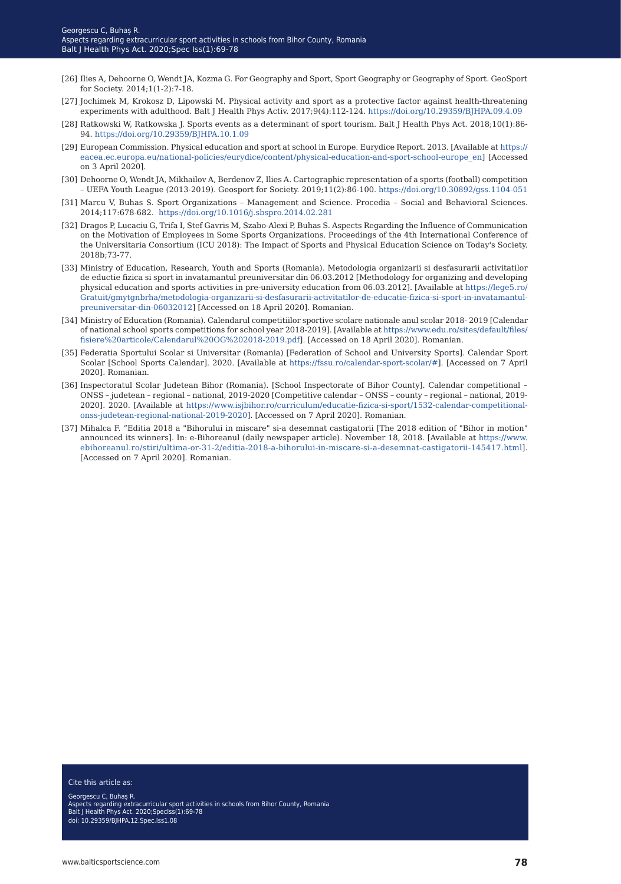[26] Ilies A, Dehoorne O, Wendt JA, Kozma G. For Geography and Sport, Sport Geography or Geography of Sport. GeoSport for Society. 2014;1(1-2):7-18.

[27] Jochimek M, Krokosz D, Lipowski M. Physical activity and sport as a protective factor against health-threatening experiments with adulthood. Balt J Health Phys Activ. 2017;9(4):112-124. https://doi.org/10.29359/BJHPA.09.4.09

[28] Ratkowski W, Ratkowska J. Sports events as a determinant of sport tourism. Balt J Health Phys Act. 2018;10(1):86-94. https://doi.org/10.29359/BJHPA.10.1.09

[29] European Commission. Physical education and sport at school in Europe. Eurydice Report. 2013. [Available at https://eacea.ec.europa.eu/national-policies/eurydice/content/physical-education-and-sport-school-europe_en] [Accessed on 3 April 2020].

[30] Dehoorne O, Wendt JA, Mikhailov A, Berdenov Z, Ilies A. Cartographic representation of a sports (football) competition – UEFA Youth League (2013-2019). Geosport for Society. 2019;11(2):86-100. https://doi.org/10.30892/gss.1104-051

[31] Marcu V, Buhas S. Sport Organizations – Management and Science. Procedia – Social and Behavioral Sciences. 2014;117:678-682. https://doi.org/10.1016/j.sbspro.2014.02.281

[32] Dragos P, Lucaciu G, Trifa I, Stef Gavris M, Szabo-Alexi P, Buhas S. Aspects Regarding the Influence of Communication on the Motivation of Employees in Some Sports Organizations. Proceedings of the 4th International Conference of the Universitaria Consortium (ICU 2018): The Impact of Sports and Physical Education Science on Today's Society. 2018b;73-77.

[33] Ministry of Education, Research, Youth and Sports (Romania). Metodologia organizarii si desfasurarii activitatilor de eductie fizica si sport in invatamantul preuniversitar din 06.03.2012 [Methodology for organizing and developing physical education and sports activities in pre-university education from 06.03.2012]. [Available at https://lege5.ro/Gratuit/gmytgnbrha/metodologia-organizarii-si-desfasurarii-activitatilor-de-educatie-fizica-si-sport-in-invatamantul-preuniversitar-din-06032012] [Accessed on 18 April 2020]. Romanian.

[34] Ministry of Education (Romania). Calendarul competitiilor sportive scolare nationale anul scolar 2018- 2019 [Calendar of national school sports competitions for school year 2018-2019]. [Available at https://www.edu.ro/sites/default/files/fisiere%20articole/Calendarul%20OG%202018-2019.pdf]. [Accessed on 18 April 2020]. Romanian.

[35] Federatia Sportului Scolar si Universitar (Romania) [Federation of School and University Sports]. Calendar Sport Scolar [School Sports Calendar]. 2020. [Available at https://fssu.ro/calendar-sport-scolar/#]. [Accessed on 7 April 2020]. Romanian.

[36] Inspectoratul Scolar Judetean Bihor (Romania). [School Inspectorate of Bihor County]. Calendar competitional – ONSS – judetean – regional – national, 2019-2020 [Competitive calendar – ONSS – county – regional – national, 2019-2020]. 2020. [Available at https://www.isjbihor.ro/curriculum/educatie-fizica-si-sport/1532-calendar-competitional-onss-judetean-regional-national-2019-2020]. [Accessed on 7 April 2020]. Romanian.

[37] Mihalca F. "Editia 2018 a "Bihorului in miscare" si-a desemnat castigatorii [The 2018 edition of "Bihor in motion" announced its winners]. In: e-Bihoreanul (daily newspaper article). November 18, 2018. [Available at https://www.ebihoreanul.ro/stiri/ultima-or-31-2/editia-2018-a-bihorului-in-miscare-si-a-desemnat-castigatorii-145417.html]. [Accessed on 7 April 2020]. Romanian.

Cite this article as:

Georgescu C, Buhaș R.
Aspects regarding extracurricular sport activities in schools from Bihor County, Romania
Balt J Health Phys Act. 2020;SpecIss(1):69-78
doi: 10.29359/BJHPA.12.Spec.Iss1.08